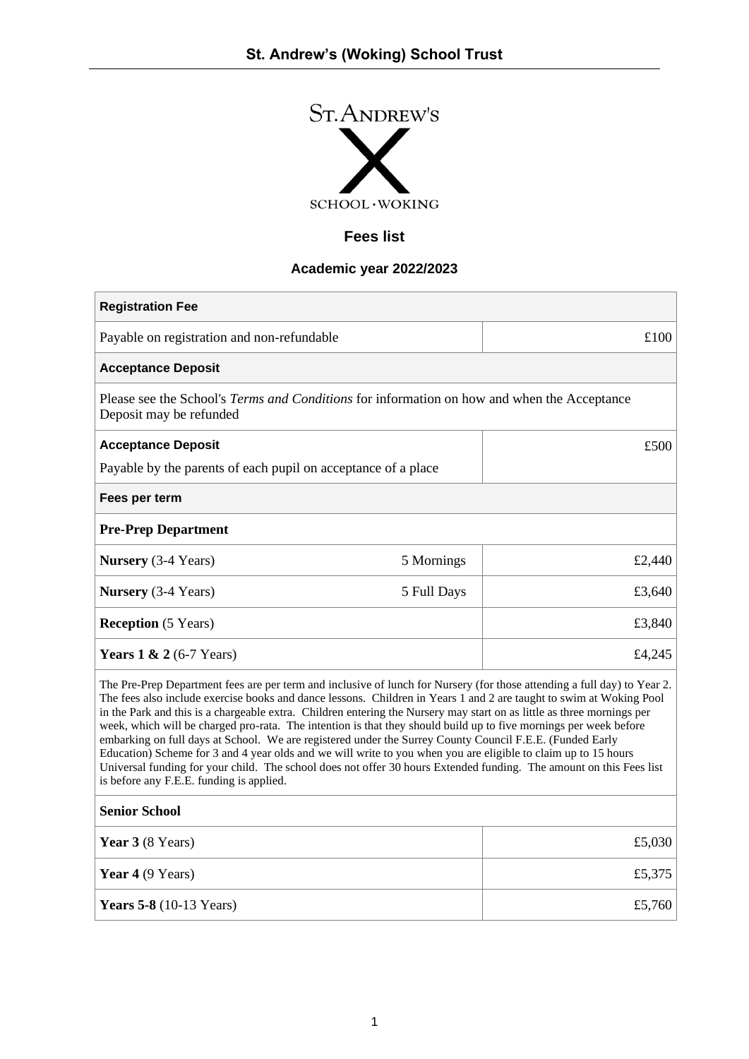# St. Andrew's (Woking) School Trust

ST. ANDREW'S

SCHOOL · WOKING

## Fees list

### Academic year 2022/2023

| **Registration Fee** | | |
|---|---|---|
| Payable on registration and non-refundable | | £100 |
| **Acceptance Deposit** | | |
| Please see the School's *Terms and Conditions* for information on how and when the Acceptance Deposit may be refunded | | |
| **Acceptance Deposit**<br>Payable by the parents of each pupil on acceptance of a place | | £500 |
| **Fees per term** | | |
| **Pre-Prep Department** | | |
| **Nursery** (3-4 Years) | 5 Mornings | £2,440 |
| **Nursery** (3-4 Years) | 5 Full Days | £3,640 |
| **Reception** (5 Years) | | £3,840 |
| **Years 1 & 2** (6-7 Years) | | £4,245 |

The Pre-Prep Department fees are per term and inclusive of lunch for Nursery (for those attending a full day) to Year 2. The fees also include exercise books and dance lessons. Children in Years 1 and 2 are taught to swim at Woking Pool in the Park and this is a chargeable extra. Children entering the Nursery may start on as little as three mornings per week, which will be charged pro-rata. The intention is that they should build up to five mornings per week before embarking on full days at School. We are registered under the Surrey County Council F.E.E. (Funded Early Education) Scheme for 3 and 4 year olds and we will write to you when you are eligible to claim up to 15 hours Universal funding for your child. The school does not offer 30 hours Extended funding. The amount on this Fees list is before any F.E.E. funding is applied.

| **Senior School** | |
|---|---|
| **Year 3** (8 Years) | £5,030 |
| **Year 4** (9 Years) | £5,375 |
| **Years 5-8** (10-13 Years) | £5,760 |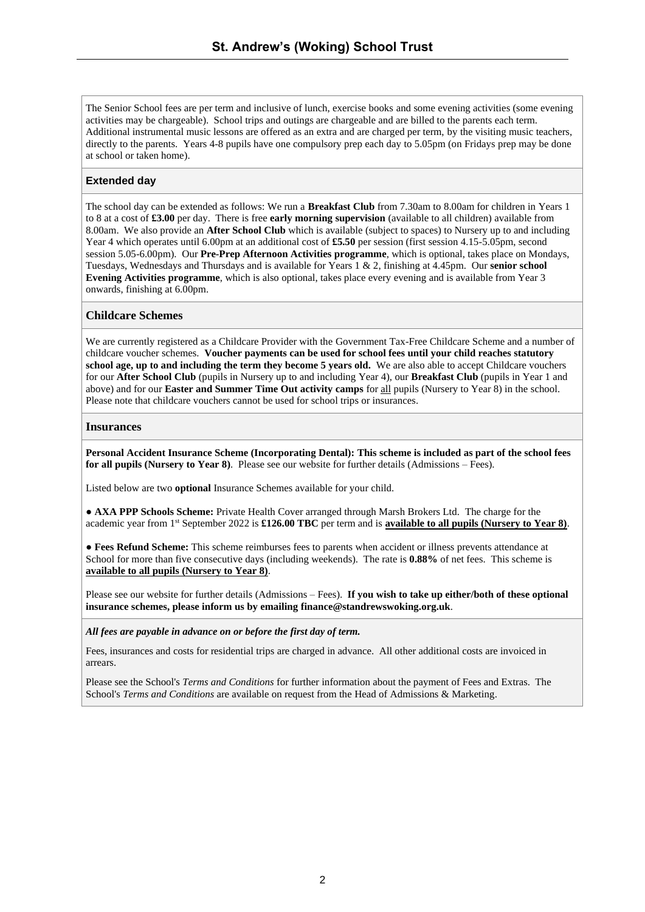# St. Andrew's (Woking) School Trust

The Senior School fees are per term and inclusive of lunch, exercise books and some evening activities (some evening activities may be chargeable). School trips and outings are chargeable and are billed to the parents each term. Additional instrumental music lessons are offered as an extra and are charged per term, by the visiting music teachers, directly to the parents. Years 4-8 pupils have one compulsory prep each day to 5.05pm (on Fridays prep may be done at school or taken home).

## Extended day

The school day can be extended as follows: We run a **Breakfast Club** from 7.30am to 8.00am for children in Years 1 to 8 at a cost of **£3.00** per day. There is free **early morning supervision** (available to all children) available from 8.00am. We also provide an **After School Club** which is available (subject to spaces) to Nursery up to and including Year 4 which operates until 6.00pm at an additional cost of **£5.50** per session (first session 4.15-5.05pm, second session 5.05-6.00pm). Our **Pre-Prep Afternoon Activities programme**, which is optional, takes place on Mondays, Tuesdays, Wednesdays and Thursdays and is available for Years 1 & 2, finishing at 4.45pm. Our **senior school Evening Activities programme**, which is also optional, takes place every evening and is available from Year 3 onwards, finishing at 6.00pm.

## Childcare Schemes

We are currently registered as a Childcare Provider with the Government Tax-Free Childcare Scheme and a number of childcare voucher schemes. **Voucher payments can be used for school fees until your child reaches statutory school age, up to and including the term they become 5 years old.** We are also able to accept Childcare vouchers for our **After School Club** (pupils in Nursery up to and including Year 4), our **Breakfast Club** (pupils in Year 1 and above) and for our **Easter and Summer Time Out activity camps** for all pupils (Nursery to Year 8) in the school. Please note that childcare vouchers cannot be used for school trips or insurances.

## Insurances

**Personal Accident Insurance Scheme (Incorporating Dental): This scheme is included as part of the school fees for all pupils (Nursery to Year 8)**. Please see our website for further details (Admissions – Fees).

Listed below are two **optional** Insurance Schemes available for your child.

- **AXA PPP Schools Scheme:** Private Health Cover arranged through Marsh Brokers Ltd. The charge for the academic year from 1st September 2022 is **£126.00 TBC** per term and is **available to all pupils (Nursery to Year 8)**.

- **Fees Refund Scheme:** This scheme reimburses fees to parents when accident or illness prevents attendance at School for more than five consecutive days (including weekends). The rate is **0.88%** of net fees. This scheme is **available to all pupils (Nursery to Year 8)**.

Please see our website for further details (Admissions – Fees). **If you wish to take up either/both of these optional insurance schemes, please inform us by emailing finance@standrewswoking.org.uk**.

***All fees are payable in advance on or before the first day of term.***

Fees, insurances and costs for residential trips are charged in advance. All other additional costs are invoiced in arrears.

Please see the School's *Terms and Conditions* for further information about the payment of Fees and Extras. The School's *Terms and Conditions* are available on request from the Head of Admissions & Marketing.